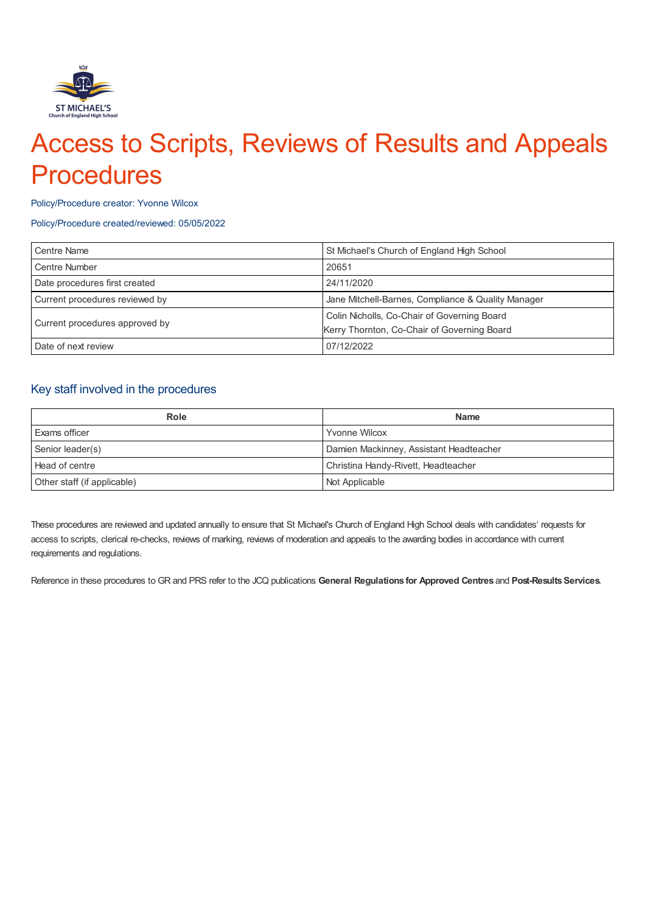# Access to Scripts, Reviews of Results and Appeals Procedures

Policy/Procedure creator: Yvonne Wilcox

Policy/Procedure created/reviewed: 05/05/2022

| Centre Name | St Michael's Church of England High School |
|---|---|
| Centre Number | 20651 |
| Date procedures first created | 24/11/2020 |
| Current procedures reviewed by | Jane Mitchell-Barnes, Compliance & Quality Manager |
| Current procedures approved by | Colin Nicholls, Co-Chair of Governing Board<br>Kerry Thornton, Co-Chair of Governing Board |
| Date of next review | 07/12/2022 |

## Key staff involved in the procedures

| Role | Name |
|---|---|
| Exams officer | Yvonne Wilcox |
| Senior leader(s) | Damien Mackinney, Assistant Headteacher |
| Head of centre | Christina Handy-Rivett, Headteacher |
| Other staff (if applicable) | Not Applicable |

These procedures are reviewed and updated annually to ensure that St Michael's Church of England High School deals with candidates' requests for access to scripts, clerical re-checks, reviews of marking, reviews of moderation and appeals to the awarding bodies in accordance with current requirements and regulations.

Reference in these procedures to GR and PRS refer to the JCQ publications **General Regulations for Approved Centres** and **Post-Results Services**.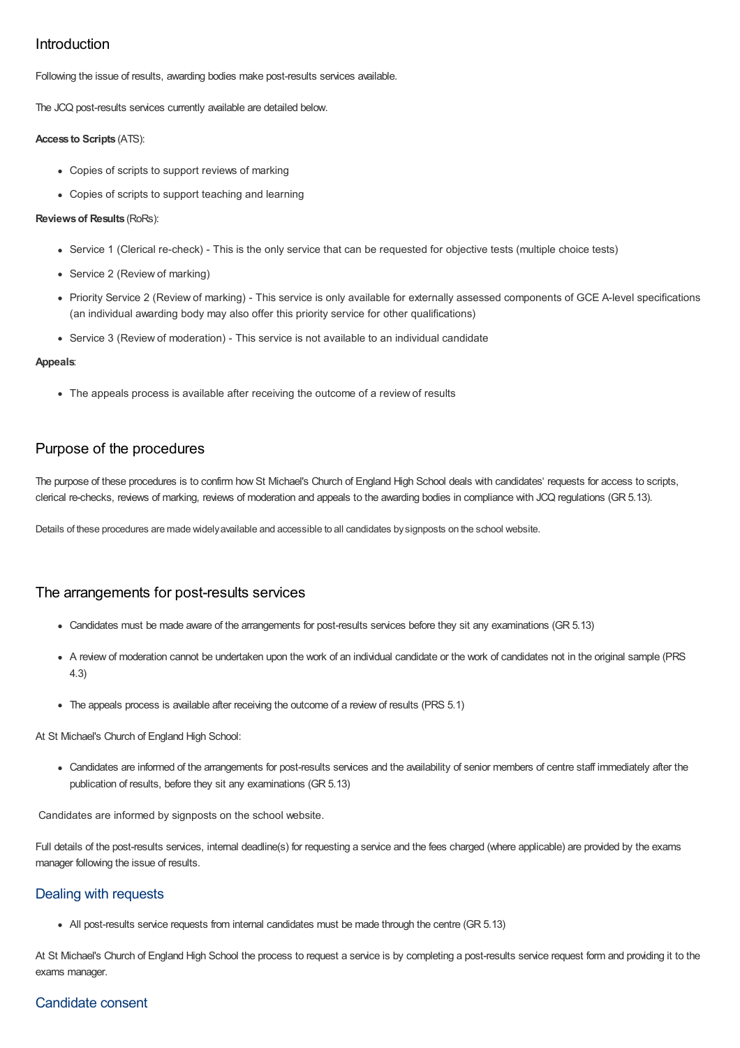## Introduction

Following the issue of results, awarding bodies make post-results services available.

The JCQ post-results services currently available are detailed below.

**Access to Scripts** (ATS):

- Copies of scripts to support reviews of marking
- Copies of scripts to support teaching and learning

**Reviews of Results** (RoRs):

- Service 1 (Clerical re-check) - This is the only service that can be requested for objective tests (multiple choice tests)
- Service 2 (Review of marking)
- Priority Service 2 (Review of marking) - This service is only available for externally assessed components of GCE A-level specifications (an individual awarding body may also offer this priority service for other qualifications)
- Service 3 (Review of moderation) - This service is not available to an individual candidate

**Appeals**:

- The appeals process is available after receiving the outcome of a review of results

## Purpose of the procedures

The purpose of these procedures is to confirm how St Michael's Church of England High School deals with candidates' requests for access to scripts, clerical re-checks, reviews of marking, reviews of moderation and appeals to the awarding bodies in compliance with JCQ regulations (GR 5.13).

Details of these procedures are made widely available and accessible to all candidates by signposts on the school website.

## The arrangements for post-results services

- Candidates must be made aware of the arrangements for post-results services before they sit any examinations (GR 5.13)
- A review of moderation cannot be undertaken upon the work of an individual candidate or the work of candidates not in the original sample (PRS 4.3)
- The appeals process is available after receiving the outcome of a review of results (PRS 5.1)

At St Michael's Church of England High School:

- Candidates are informed of the arrangements for post-results services and the availability of senior members of centre staff immediately after the publication of results, before they sit any examinations (GR 5.13)

Candidates are informed by signposts on the school website.

Full details of the post-results services, internal deadline(s) for requesting a service and the fees charged (where applicable) are provided by the exams manager following the issue of results.

### Dealing with requests

- All post-results service requests from internal candidates must be made through the centre (GR 5.13)

At St Michael's Church of England High School the process to request a service is by completing a post-results service request form and providing it to the exams manager.

### Candidate consent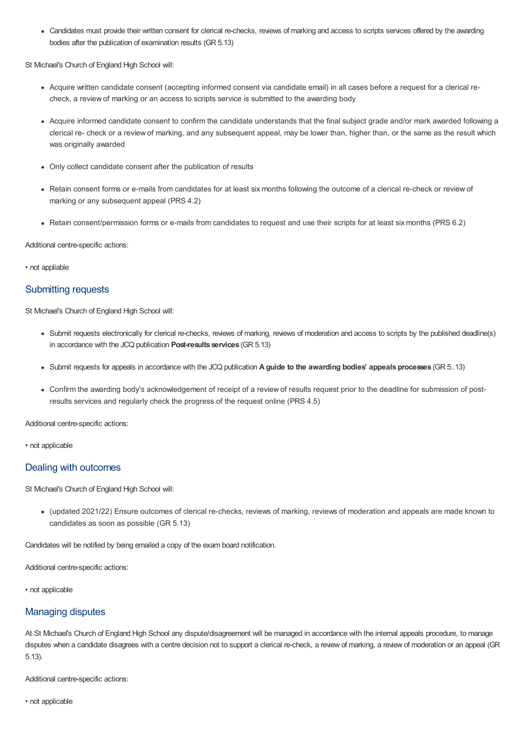- Candidates must provide their written consent for clerical re-checks, reviews of marking and access to scripts services offered by the awarding bodies after the publication of examination results (GR 5.13)

St Michael's Church of England High School will:

- Acquire written candidate consent (accepting informed consent via candidate email) in all cases before a request for a clerical re-check, a review of marking or an access to scripts service is submitted to the awarding body
- Acquire informed candidate consent to confirm the candidate understands that the final subject grade and/or mark awarded following a clerical re- check or a review of marking, and any subsequent appeal, may be lower than, higher than, or the same as the result which was originally awarded
- Only collect candidate consent after the publication of results
- Retain consent forms or e-mails from candidates for at least six months following the outcome of a clerical re-check or review of marking or any subsequent appeal (PRS 4.2)
- Retain consent/permission forms or e-mails from candidates to request and use their scripts for at least six months (PRS 6.2)

Additional centre-specific actions:

• not appliable

## Submitting requests

St Michael's Church of England High School will:

- Submit requests electronically for clerical re-checks, reviews of marking, reviews of moderation and access to scripts by the published deadline(s) in accordance with the JCQ publication **Post-results services** (GR 5.13)
- Submit requests for appeals in accordance with the JCQ publication **A guide to the awarding bodies' appeals processes** (GR 5..13)
- Confirm the awarding body's acknowledgement of receipt of a review of results request prior to the deadline for submission of post-results services and regularly check the progress of the request online (PRS 4.5)

Additional centre-specific actions:

• not applicable

## Dealing with outcomes

St Michael's Church of England High School will:

- (updated 2021/22) Ensure outcomes of clerical re-checks, reviews of marking, reviews of moderation and appeals are made known to candidates as soon as possible (GR 5.13)

Candidates will be notified by being emailed a copy of the exam board notification.

Additional centre-specific actions:

• not applicable

## Managing disputes

At St Michael's Church of England High School any dispute/disagreement will be managed in accordance with the internal appeals procedure, to manage disputes when a candidate disagrees with a centre decision not to support a clerical re-check, a review of marking, a review of moderation or an appeal (GR 5.13).

Additional centre-specific actions:

• not applicable